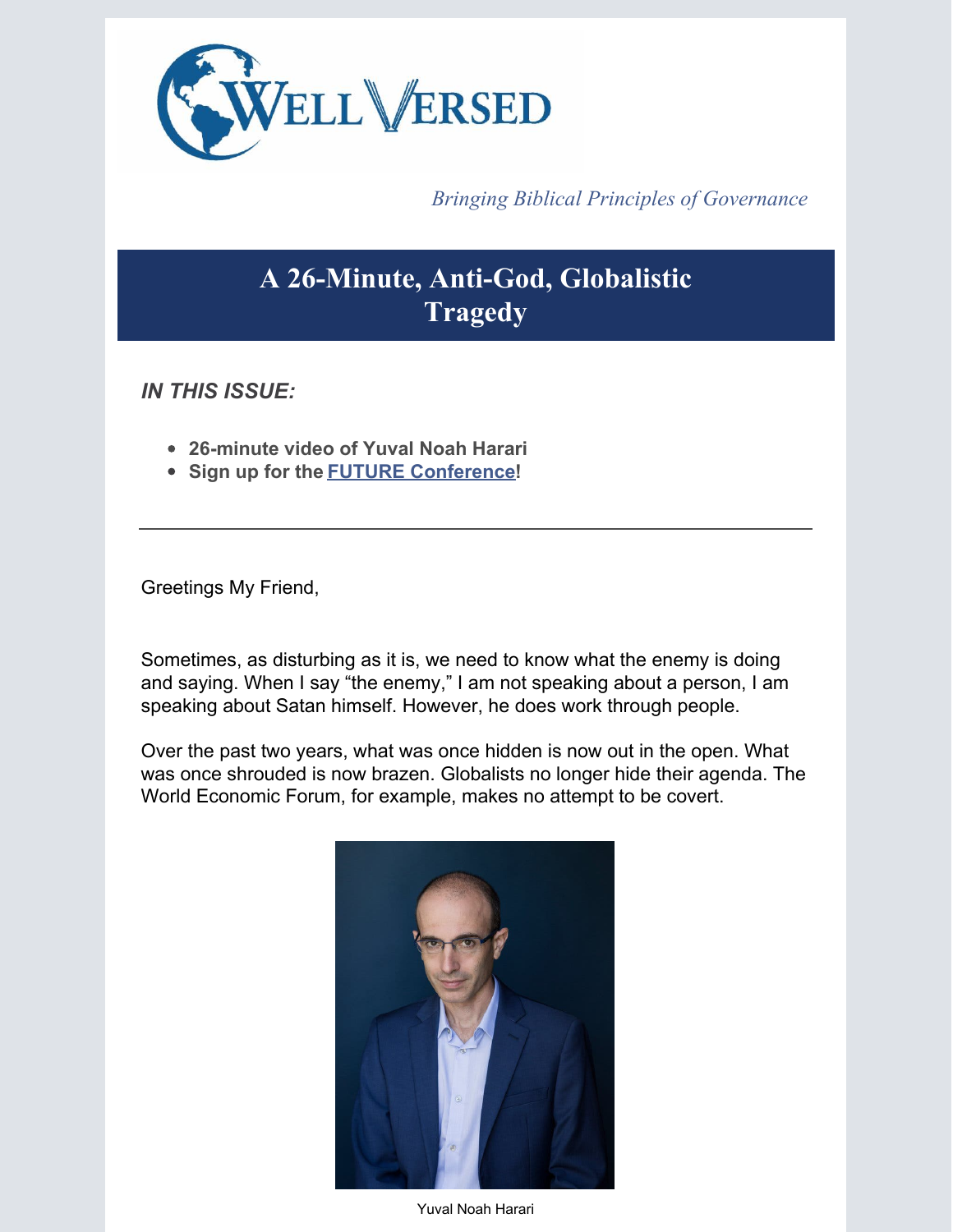# WELL VERSED

*Bringing Biblical Principles of Governance*

## A 26-Minute, Anti-God, Globalistic Tragedy

***IN THIS ISSUE:***

- **26-minute video of Yuval Noah Harari**
- **Sign up for the FUTURE Conference!**

---

Greetings My Friend,

Sometimes, as disturbing as it is, we need to know what the enemy is doing and saying. When I say "the enemy," I am not speaking about a person, I am speaking about Satan himself. However, he does work through people.

Over the past two years, what was once hidden is now out in the open. What was once shrouded is now brazen. Globalists no longer hide their agenda. The World Economic Forum, for example, makes no attempt to be covert.

Yuval Noah Harari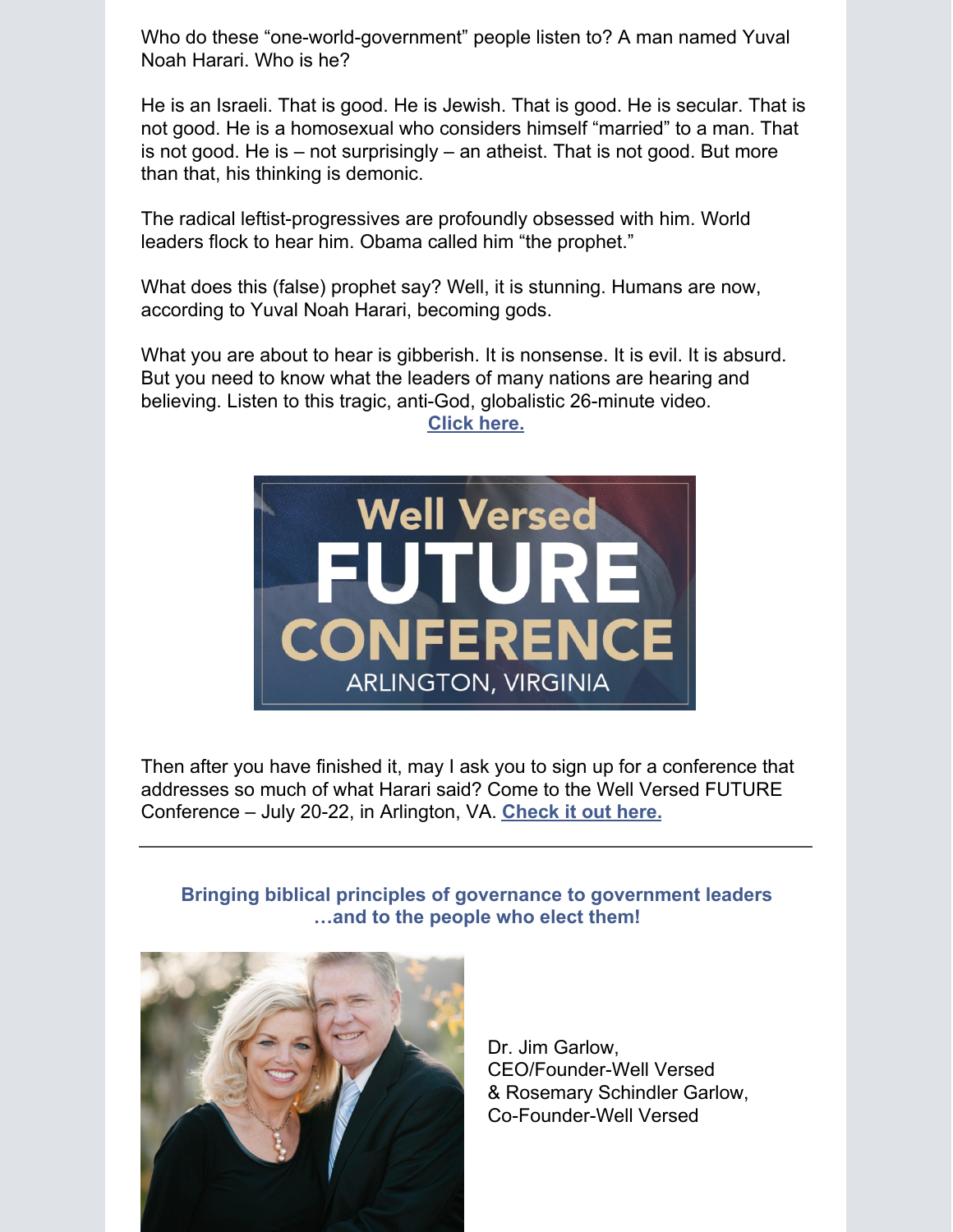Who do these "one-world-government" people listen to? A man named Yuval Noah Harari. Who is he?

He is an Israeli. That is good. He is Jewish. That is good. He is secular. That is not good. He is a homosexual who considers himself "married" to a man. That is not good. He is – not surprisingly – an atheist. That is not good. But more than that, his thinking is demonic.

The radical leftist-progressives are profoundly obsessed with him. World leaders flock to hear him. Obama called him "the prophet."

What does this (false) prophet say? Well, it is stunning. Humans are now, according to Yuval Noah Harari, becoming gods.

What you are about to hear is gibberish. It is nonsense. It is evil. It is absurd. But you need to know what the leaders of many nations are hearing and believing. Listen to this tragic, anti-God, globalistic 26-minute video. **Click here.**

Well Versed FUTURE CONFERENCE ARLINGTON, VIRGINIA

Then after you have finished it, may I ask you to sign up for a conference that addresses so much of what Harari said? Come to the Well Versed FUTURE Conference – July 20-22, in Arlington, VA. **Check it out here.**

---

**Bringing biblical principles of governance to government leaders …and to the people who elect them!**

Dr. Jim Garlow,
CEO/Founder-Well Versed
& Rosemary Schindler Garlow,
Co-Founder-Well Versed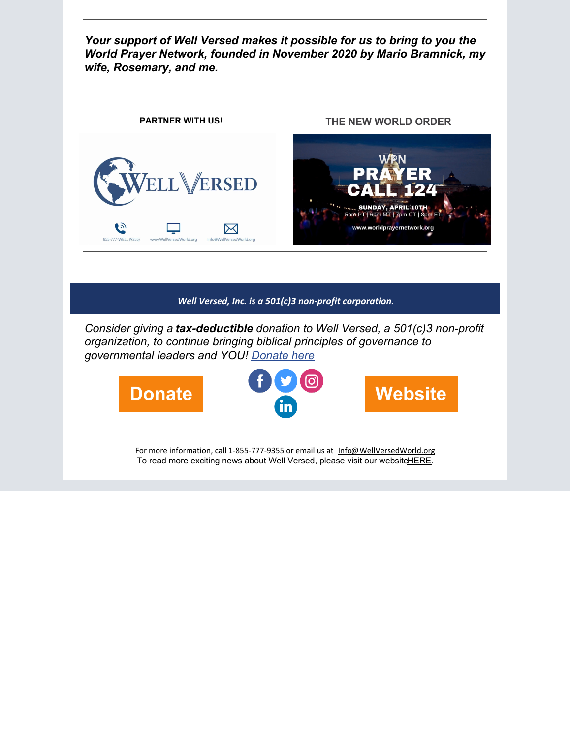***Your support of Well Versed makes it possible for us to bring to you the World Prayer Network, founded in November 2020 by Mario Bramnick, my wife, Rosemary, and me.***

---

**PARTNER WITH US!**

**THE NEW WORLD ORDER**

---

***Well Versed, Inc. is a 501(c)3 non-profit corporation.***

*Consider giving a **tax-deductible** donation to Well Versed, a 501(c)3 non-profit organization, to continue bringing biblical principles of governance to governmental leaders and YOU! Donate here*

**Donate**

**Website**

For more information, call 1-855-777-9355 or email us at Info@WellVersedWorld.org
To read more exciting news about Well Versed, please visit our websiteHERE.